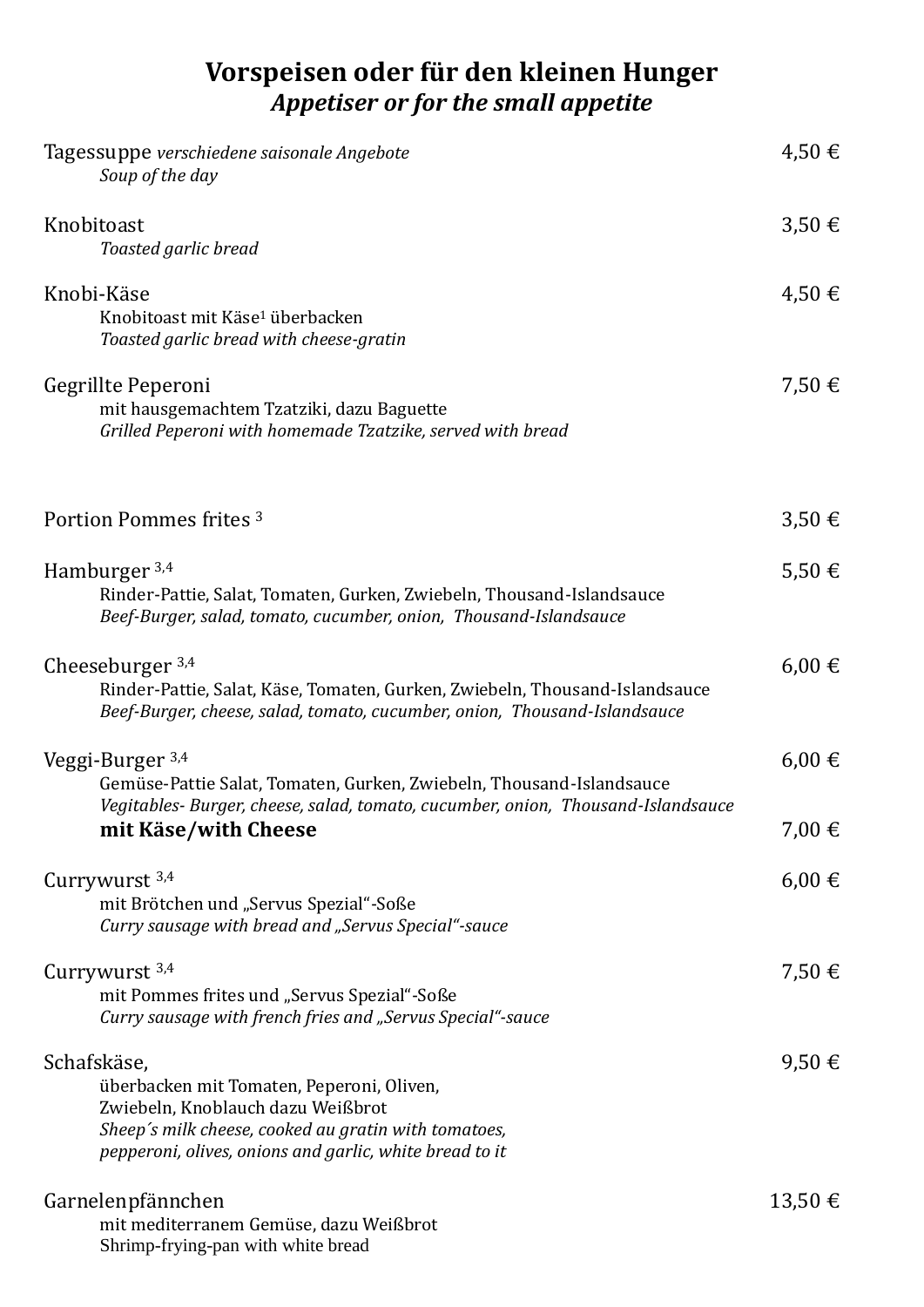# Vorspeisen oder für den kleinen Hunger
## *Appetiser or for the small appetite*

Tagessuppe *verschiedene saisonale Angebote* — 4,50 €
*Soup of the day*

Knobitoast — 3,50 €
*Toasted garlic bread*

Knobi-Käse — 4,50 €
Knobitoast mit Käse[1] überbacken
*Toasted garlic bread with cheese-gratin*

Gegrillte Peperoni — 7,50 €
mit hausgemachtem Tzatziki, dazu Baguette
*Grilled Peperoni with homemade Tzatzike, served with bread*

Portion Pommes frites [3] — 3,50 €

Hamburger [3,4] — 5,50 €
Rinder-Pattie, Salat, Tomaten, Gurken, Zwiebeln, Thousand-Islandsauce
*Beef-Burger, salad, tomato, cucumber, onion, Thousand-Islandsauce*

Cheeseburger [3,4] — 6,00 €
Rinder-Pattie, Salat, Käse, Tomaten, Gurken, Zwiebeln, Thousand-Islandsauce
*Beef-Burger, cheese, salad, tomato, cucumber, onion, Thousand-Islandsauce*

Veggi-Burger [3,4] — 6,00 €
Gemüse-Pattie Salat, Tomaten, Gurken, Zwiebeln, Thousand-Islandsauce
*Vegitables- Burger, cheese, salad, tomato, cucumber, onion, Thousand-Islandsauce*
**mit Käse/with Cheese** — 7,00 €

Currywurst [3,4] — 6,00 €
mit Brötchen und „Servus Spezial"-Soße
*Curry sausage with bread and „Servus Special"-sauce*

Currywurst [3,4] — 7,50 €
mit Pommes frites und „Servus Spezial"-Soße
*Curry sausage with french fries and „Servus Special"-sauce*

Schafskäse, — 9,50 €
überbacken mit Tomaten, Peperoni, Oliven,
Zwiebeln, Knoblauch dazu Weißbrot
*Sheep´s milk cheese, cooked au gratin with tomatoes,*
*pepperoni, olives, onions and garlic, white bread to it*

Garnelenpfännchen — 13,50 €
mit mediterranem Gemüse, dazu Weißbrot
Shrimp-frying-pan with white bread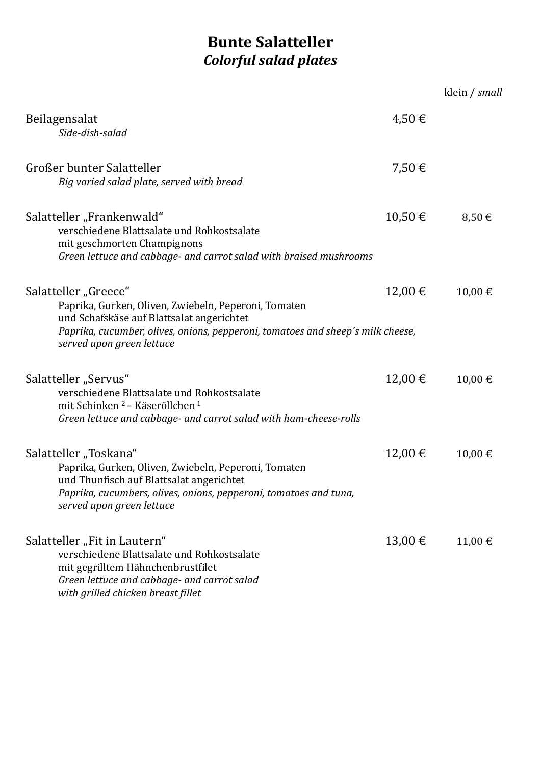# Bunte Salatteller
## *Colorful salad plates*

| | | klein / *small* |
|---|---|---|
| Beilagensalat<br>*Side-dish-salad* | 4,50 € | |
| Großer bunter Salatteller<br>*Big varied salad plate, served with bread* | 7,50 € | |
| Salatteller „Frankenwald"<br>verschiedene Blattsalate und Rohkostsalate<br>mit geschmorten Champignons<br>*Green lettuce and cabbage- and carrot salad with braised mushrooms* | 10,50 € | 8,50 € |
| Salatteller „Greece"<br>Paprika, Gurken, Oliven, Zwiebeln, Peperoni, Tomaten<br>und Schafskäse auf Blattsalat angerichtet<br>*Paprika, cucumber, olives, onions, pepperoni, tomatoes and sheep´s milk cheese, served upon green lettuce* | 12,00 € | 10,00 € |
| Salatteller „Servus"<br>verschiedene Blattsalate und Rohkostsalate<br>mit Schinken [2] – Käseröllchen [1]<br>*Green lettuce and cabbage- and carrot salad with ham-cheese-rolls* | 12,00 € | 10,00 € |
| Salatteller „Toskana"<br>Paprika, Gurken, Oliven, Zwiebeln, Peperoni, Tomaten<br>und Thunfisch auf Blattsalat angerichtet<br>*Paprika, cucumbers, olives, onions, pepperoni, tomatoes and tuna, served upon green lettuce* | 12,00 € | 10,00 € |
| Salatteller „Fit in Lautern"<br>verschiedene Blattsalate und Rohkostsalate<br>mit gegrilltem Hähnchenbrustfilet<br>*Green lettuce and cabbage- and carrot salad with grilled chicken breast fillet* | 13,00 € | 11,00 € |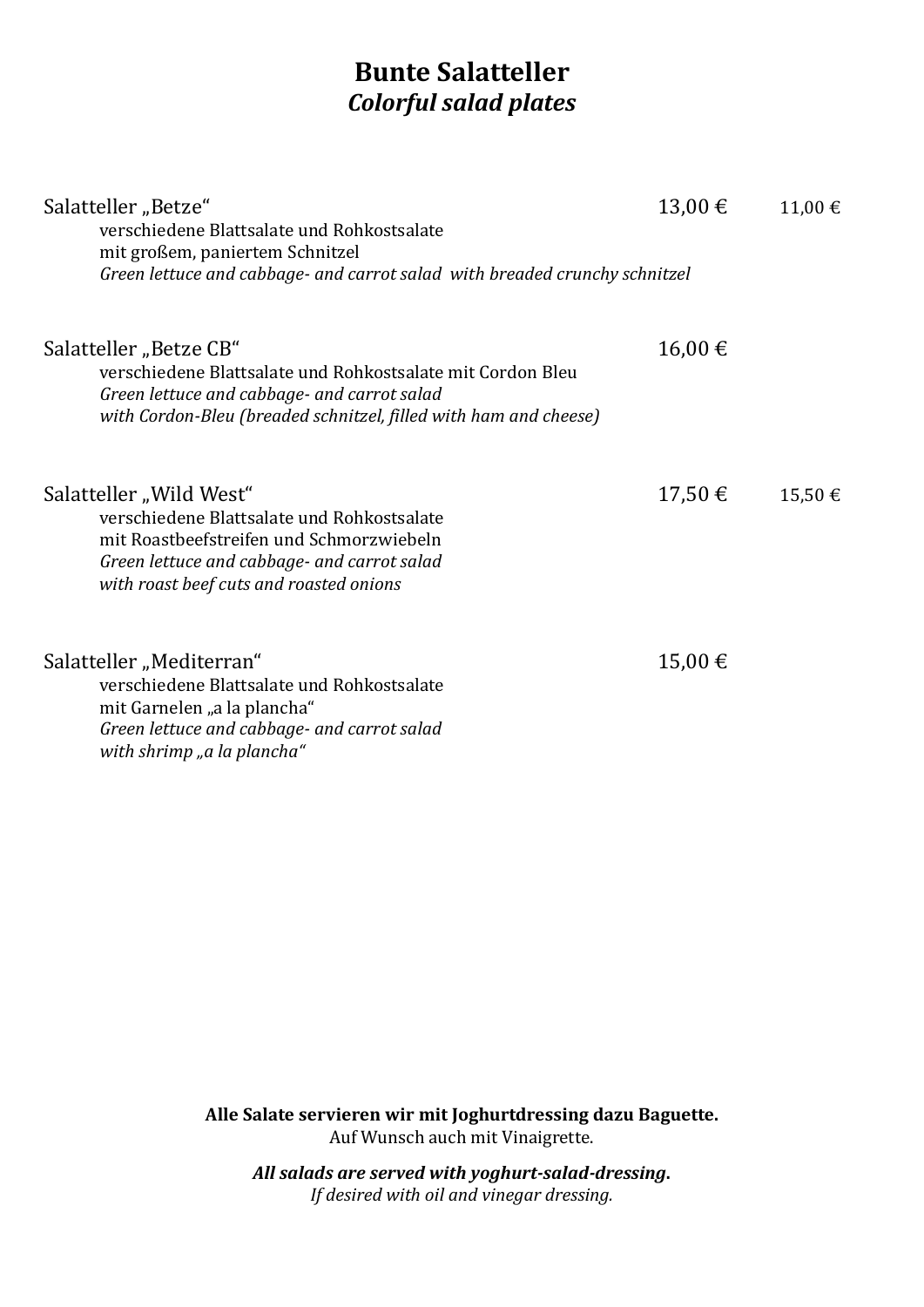# Bunte Salatteller
## *Colorful salad plates*

Salatteller „Betze“ 13,00 € 11,00 €

verschiedene Blattsalate und Rohkostsalate
mit großem, paniertem Schnitzel
*Green lettuce and cabbage- and carrot salad with breaded crunchy schnitzel*

Salatteller „Betze CB“ 16,00 €

verschiedene Blattsalate und Rohkostsalate mit Cordon Bleu
*Green lettuce and cabbage- and carrot salad*
*with Cordon-Bleu (breaded schnitzel, filled with ham and cheese)*

Salatteller „Wild West“ 17,50 € 15,50 €

verschiedene Blattsalate und Rohkostsalate
mit Roastbeefstreifen und Schmorzwiebeln
*Green lettuce and cabbage- and carrot salad*
*with roast beef cuts and roasted onions*

Salatteller „Mediterran“ 15,00 €

verschiedene Blattsalate und Rohkostsalate
mit Garnelen „a la plancha“
*Green lettuce and cabbage- and carrot salad*
*with shrimp „a la plancha“*

**Alle Salate servieren wir mit Joghurtdressing dazu Baguette.**
Auf Wunsch auch mit Vinaigrette.

***All salads are served with yoghurt-salad-dressing.***
*If desired with oil and vinegar dressing.*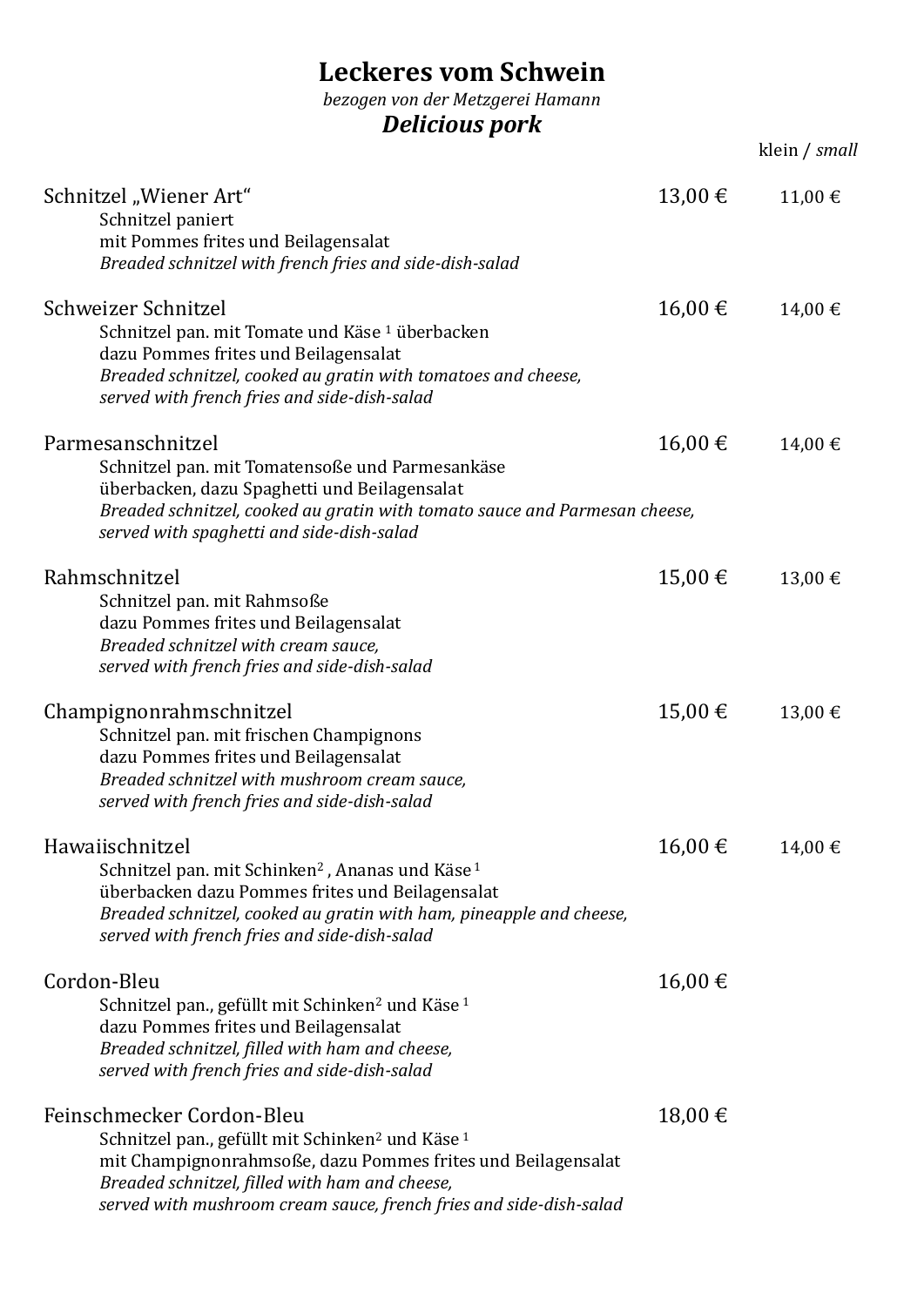# Leckeres vom Schwein

*bezogen von der Metzgerei Hamann*

***Delicious pork***

| | | klein / *small* |
|---|---|---|
| Schnitzel „Wiener Art“<br>Schnitzel paniert<br>mit Pommes frites und Beilagensalat<br>*Breaded schnitzel with french fries and side-dish-salad* | 13,00 € | 11,00 € |
| Schweizer Schnitzel<br>Schnitzel pan. mit Tomate und Käse [1] überbacken<br>dazu Pommes frites und Beilagensalat<br>*Breaded schnitzel, cooked au gratin with tomatoes and cheese,*<br>*served with french fries and side-dish-salad* | 16,00 € | 14,00 € |
| Parmesanschnitzel<br>Schnitzel pan. mit Tomatensoße und Parmesankäse<br>überbacken, dazu Spaghetti und Beilagensalat<br>*Breaded schnitzel, cooked au gratin with tomato sauce and Parmesan cheese,*<br>*served with spaghetti and side-dish-salad* | 16,00 € | 14,00 € |
| Rahmschnitzel<br>Schnitzel pan. mit Rahmsoße<br>dazu Pommes frites und Beilagensalat<br>*Breaded schnitzel with cream sauce,*<br>*served with french fries and side-dish-salad* | 15,00 € | 13,00 € |
| Champignonrahmschnitzel<br>Schnitzel pan. mit frischen Champignons<br>dazu Pommes frites und Beilagensalat<br>*Breaded schnitzel with mushroom cream sauce,*<br>*served with french fries and side-dish-salad* | 15,00 € | 13,00 € |
| Hawaiischnitzel<br>Schnitzel pan. mit Schinken[2] , Ananas und Käse [1]<br>überbacken dazu Pommes frites und Beilagensalat<br>*Breaded schnitzel, cooked au gratin with ham, pineapple and cheese,*<br>*served with french fries and side-dish-salad* | 16,00 € | 14,00 € |
| Cordon-Bleu<br>Schnitzel pan., gefüllt mit Schinken[2] und Käse [1]<br>dazu Pommes frites und Beilagensalat<br>*Breaded schnitzel, filled with ham and cheese,*<br>*served with french fries and side-dish-salad* | 16,00 € | |
| Feinschmecker Cordon-Bleu<br>Schnitzel pan., gefüllt mit Schinken[2] und Käse [1]<br>mit Champignonrahmsoße, dazu Pommes frites und Beilagensalat<br>*Breaded schnitzel, filled with ham and cheese,*<br>*served with mushroom cream sauce, french fries and side-dish-salad* | 18,00 € | |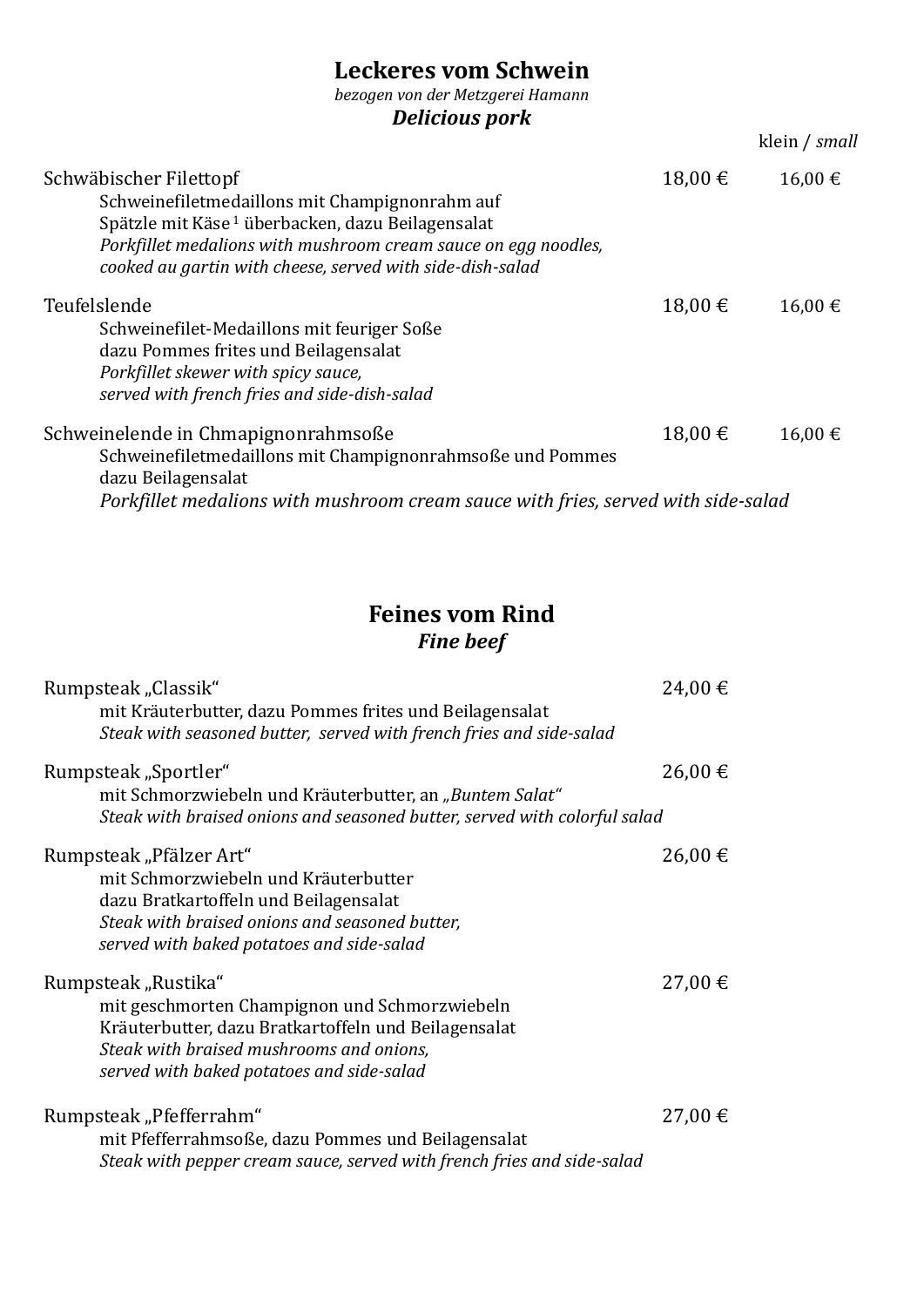## Leckeres vom Schwein

*bezogen von der Metzgerei Hamann*

***Delicious pork***

| | | klein / *small* |
|---|---|---|
| Schwäbischer Filettopf<br>Schweinefiletmedaillons mit Champignonrahm auf<br>Spätzle mit Käse [1] überbacken, dazu Beilagensalat<br>*Porkfillet medalions with mushroom cream sauce on egg noodles,*<br>*cooked au gartin with cheese, served with side-dish-salad* | 18,00 € | 16,00 € |
| Teufelslende<br>Schweinefilet-Medaillons mit feuriger Soße<br>dazu Pommes frites und Beilagensalat<br>*Porkfillet skewer with spicy sauce,*<br>*served with french fries and side-dish-salad* | 18,00 € | 16,00 € |
| Schweinelende in Chmapignonrahmsoße<br>Schweinefiletmedaillons mit Champignonrahmsoße und Pommes<br>dazu Beilagensalat<br>*Porkfillet medalions with mushroom cream sauce with fries, served with side-salad* | 18,00 € | 16,00 € |

## Feines vom Rind

***Fine beef***

| | |
|---|---|
| Rumpsteak „Classik"<br>mit Kräuterbutter, dazu Pommes frites und Beilagensalat<br>*Steak with seasoned butter, served with french fries and side-salad* | 24,00 € |
| Rumpsteak „Sportler"<br>mit Schmorzwiebeln und Kräuterbutter, an *„Buntem Salat"*<br>*Steak with braised onions and seasoned butter, served with colorful salad* | 26,00 € |
| Rumpsteak „Pfälzer Art"<br>mit Schmorzwiebeln und Kräuterbutter<br>dazu Bratkartoffeln und Beilagensalat<br>*Steak with braised onions and seasoned butter,*<br>*served with baked potatoes and side-salad* | 26,00 € |
| Rumpsteak „Rustika"<br>mit geschmorten Champignon und Schmorzwiebeln<br>Kräuterbutter, dazu Bratkartoffeln und Beilagensalat<br>*Steak with braised mushrooms and onions,*<br>*served with baked potatoes and side-salad* | 27,00 € |
| Rumpsteak „Pfefferrahm"<br>mit Pfefferrahmsoße, dazu Pommes und Beilagensalat<br>*Steak with pepper cream sauce, served with french fries and side-salad* | 27,00 € |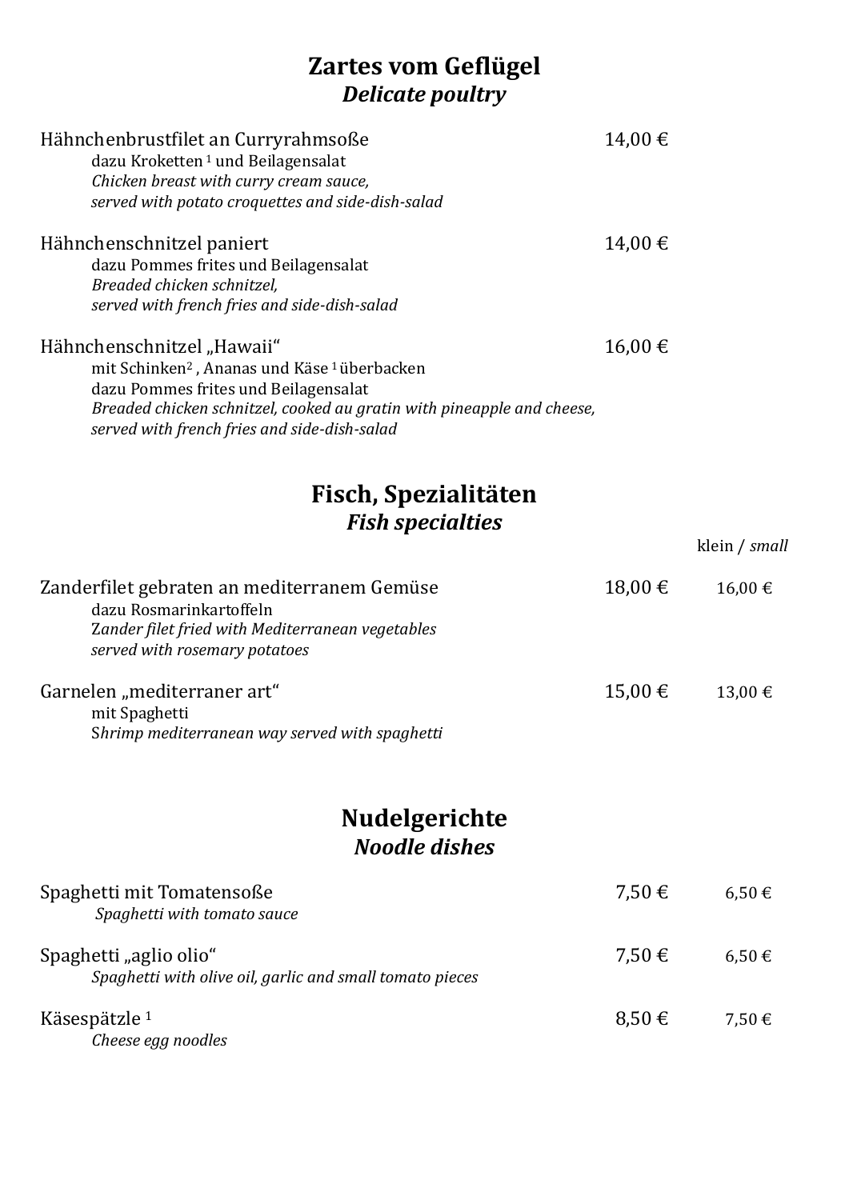## Zartes vom Geflügel
### *Delicate poultry*

Hähnchenbrustfilet an Curryrahmsoße — 14,00 €
dazu Kroketten [1] und Beilagensalat
*Chicken breast with curry cream sauce,*
*served with potato croquettes and side-dish-salad*

Hähnchenschnitzel paniert — 14,00 €
dazu Pommes frites und Beilagensalat
*Breaded chicken schnitzel,*
*served with french fries and side-dish-salad*

Hähnchenschnitzel „Hawaii“ — 16,00 €
mit Schinken[2] , Ananas und Käse [1] überbacken
dazu Pommes frites und Beilagensalat
*Breaded chicken schnitzel, cooked au gratin with pineapple and cheese,*
*served with french fries and side-dish-salad*

## Fisch, Spezialitäten
### *Fish specialties*

| | | klein / *small* |
|---|---|---|
| Zanderfilet gebraten an mediterranem Gemüse<br>dazu Rosmarinkartoffeln<br>*Zander filet fried with Mediterranean vegetables*<br>*served with rosemary potatoes* | 18,00 € | 16,00 € |
| Garnelen „mediterraner art“<br>mit Spaghetti<br>*Shrimp mediterranean way served with spaghetti* | 15,00 € | 13,00 € |

## Nudelgerichte
### *Noodle dishes*

| | | |
|---|---|---|
| Spaghetti mit Tomatensoße<br>*Spaghetti with tomato sauce* | 7,50 € | 6,50 € |
| Spaghetti „aglio olio“<br>*Spaghetti with olive oil, garlic and small tomato pieces* | 7,50 € | 6,50 € |
| Käsespätzle [1]<br>*Cheese egg noodles* | 8,50 € | 7,50 € |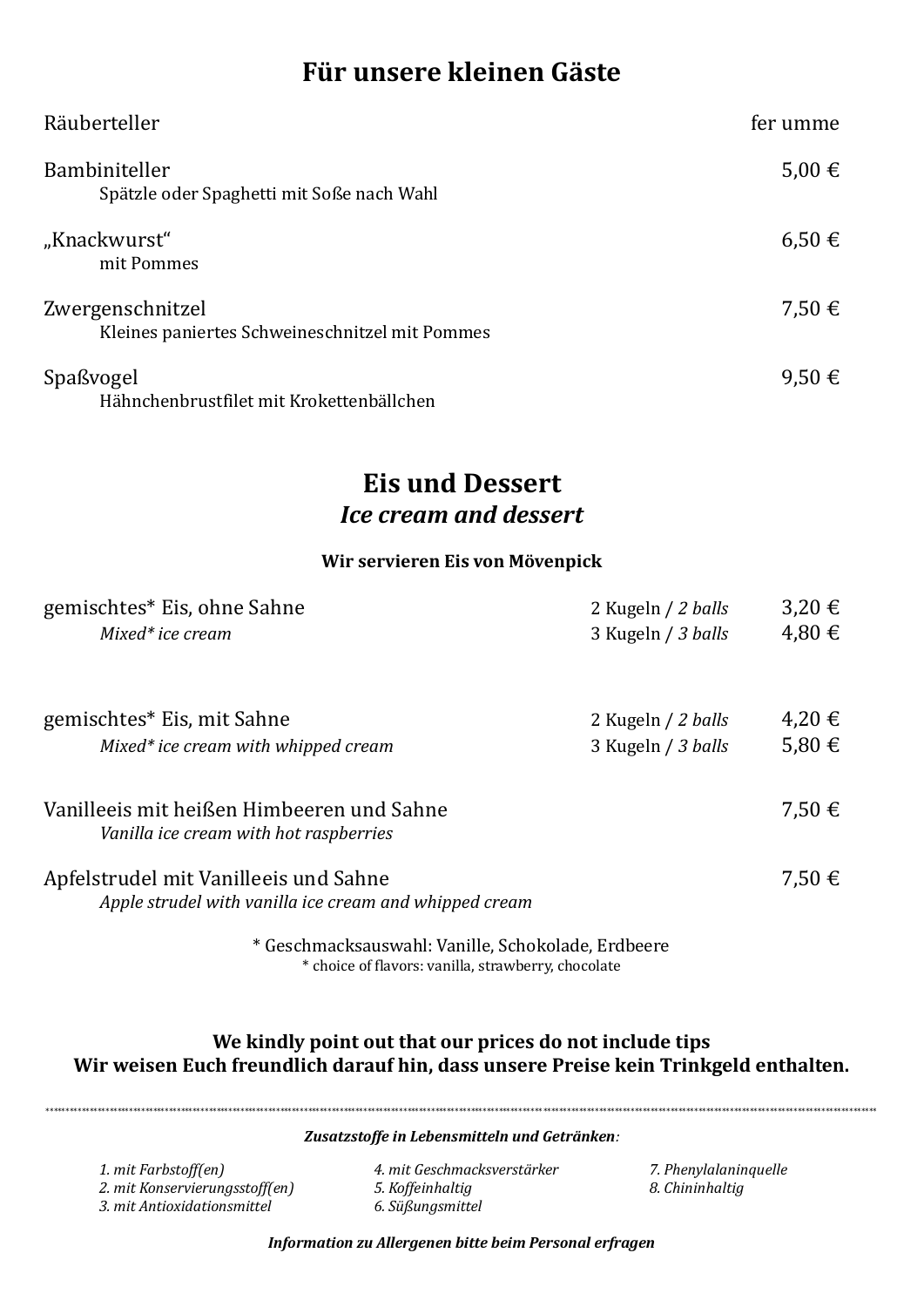## Für unsere kleinen Gäste

| | |
|---|---|
| Räuberteller | fer umme |
| Bambiniteller<br>Spätzle oder Spaghetti mit Soße nach Wahl | 5,00 € |
| „Knackwurst“<br>mit Pommes | 6,50 € |
| Zwergenschnitzel<br>Kleines paniertes Schweineschnitzel mit Pommes | 7,50 € |
| Spaßvogel<br>Hähnchenbrustfilet mit Krokettenbällchen | 9,50 € |

## Eis und Dessert
### *Ice cream and dessert*

**Wir servieren Eis von Mövenpick**

| | | |
|---|---|---|
| gemischtes* Eis, ohne Sahne<br>*Mixed* ice cream* | 2 Kugeln / *2 balls*<br>3 Kugeln / *3 balls* | 3,20 €<br>4,80 € |
| gemischtes* Eis, mit Sahne<br>*Mixed* ice cream with whipped cream* | 2 Kugeln / *2 balls*<br>3 Kugeln / *3 balls* | 4,20 €<br>5,80 € |
| Vanilleeis mit heißen Himbeeren und Sahne<br>*Vanilla ice cream with hot raspberries* | | 7,50 € |
| Apfelstrudel mit Vanilleeis und Sahne<br>*Apple strudel with vanilla ice cream and whipped cream* | | 7,50 € |

\* Geschmacksauswahl: Vanille, Schokolade, Erdbeere
\* choice of flavors: vanilla, strawberry, chocolate

**We kindly point out that our prices do not include tips**
**Wir weisen Euch freundlich darauf hin, dass unsere Preise kein Trinkgeld enthalten.**

---

***Zusatzstoffe in Lebensmitteln und Getränken*:**

*1. mit Farbstoff(en)*
*2. mit Konservierungsstoff(en)*
*3. mit Antioxidationsmittel*
*4. mit Geschmacksverstärker*
*5. Koffeinhaltig*
*6. Süßungsmittel*
*7. Phenylalaninquelle*
*8. Chininhaltig*

***Information zu Allergenen bitte beim Personal erfragen***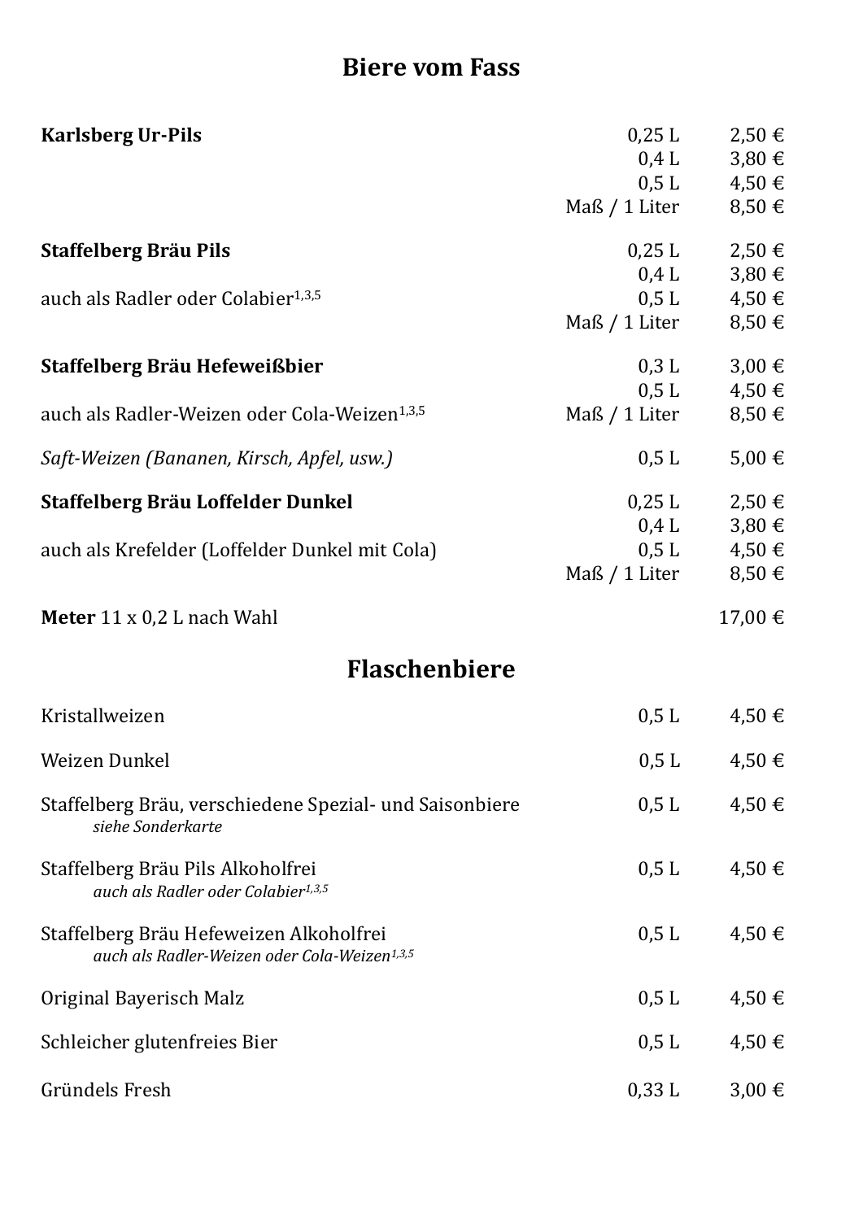## Biere vom Fass

| | | |
|---|---|---|
| **Karlsberg Ur-Pils** | 0,25 L | 2,50 € |
| | 0,4 L | 3,80 € |
| | 0,5 L | 4,50 € |
| | Maß / 1 Liter | 8,50 € |
| **Staffelberg Bräu Pils** | 0,25 L | 2,50 € |
| | 0,4 L | 3,80 € |
| auch als Radler oder Colabier[1,3,5] | 0,5 L | 4,50 € |
| | Maß / 1 Liter | 8,50 € |
| **Staffelberg Bräu Hefeweißbier** | 0,3 L | 3,00 € |
| | 0,5 L | 4,50 € |
| auch als Radler-Weizen oder Cola-Weizen[1,3,5] | Maß / 1 Liter | 8,50 € |
| *Saft-Weizen (Bananen, Kirsch, Apfel, usw.)* | 0,5 L | 5,00 € |
| **Staffelberg Bräu Loffelder Dunkel** | 0,25 L | 2,50 € |
| | 0,4 L | 3,80 € |
| auch als Krefelder (Loffelder Dunkel mit Cola) | 0,5 L | 4,50 € |
| | Maß / 1 Liter | 8,50 € |
| **Meter** 11 x 0,2 L nach Wahl | | 17,00 € |

## Flaschenbiere

| | | |
|---|---|---|
| Kristallweizen | 0,5 L | 4,50 € |
| Weizen Dunkel | 0,5 L | 4,50 € |
| Staffelberg Bräu, verschiedene Spezial- und Saisonbiere<br>*siehe Sonderkarte* | 0,5 L | 4,50 € |
| Staffelberg Bräu Pils Alkoholfrei<br>*auch als Radler oder Colabier[1,3,5]* | 0,5 L | 4,50 € |
| Staffelberg Bräu Hefeweizen Alkoholfrei<br>*auch als Radler-Weizen oder Cola-Weizen[1,3,5]* | 0,5 L | 4,50 € |
| Original Bayerisch Malz | 0,5 L | 4,50 € |
| Schleicher glutenfreies Bier | 0,5 L | 4,50 € |
| Gründels Fresh | 0,33 L | 3,00 € |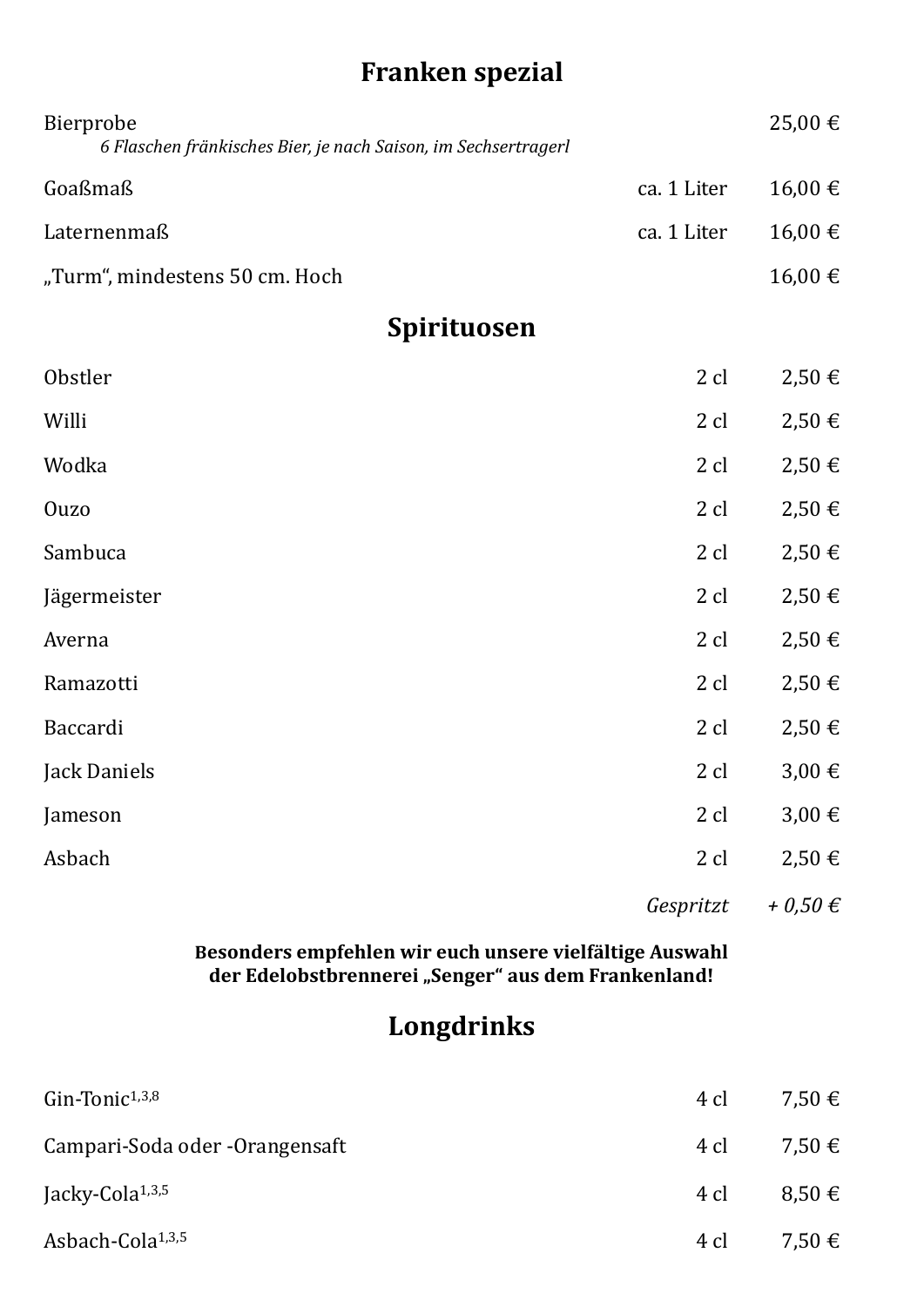## Franken spezial

| | | |
|---|---|---|
| Bierprobe<br>*6 Flaschen fränkisches Bier, je nach Saison, im Sechsertragerl* | | 25,00 € |
| Goaßmaß | ca. 1 Liter | 16,00 € |
| Laternenmaß | ca. 1 Liter | 16,00 € |
| „Turm“, mindestens 50 cm. Hoch | | 16,00 € |

## Spirituosen

| | | |
|---|---|---|
| Obstler | 2 cl | 2,50 € |
| Willi | 2 cl | 2,50 € |
| Wodka | 2 cl | 2,50 € |
| Ouzo | 2 cl | 2,50 € |
| Sambuca | 2 cl | 2,50 € |
| Jägermeister | 2 cl | 2,50 € |
| Averna | 2 cl | 2,50 € |
| Ramazotti | 2 cl | 2,50 € |
| Baccardi | 2 cl | 2,50 € |
| Jack Daniels | 2 cl | 3,00 € |
| Jameson | 2 cl | 3,00 € |
| Asbach | 2 cl | 2,50 € |
| | *Gespritzt* | *+ 0,50 €* |

**Besonders empfehlen wir euch unsere vielfältige Auswahl der Edelobstbrennerei „Senger“ aus dem Frankenland!**

## Longdrinks

| | | |
|---|---|---|
| Gin-Tonic[1,3,8] | 4 cl | 7,50 € |
| Campari-Soda oder -Orangensaft | 4 cl | 7,50 € |
| Jacky-Cola[1,3,5] | 4 cl | 8,50 € |
| Asbach-Cola[1,3,5] | 4 cl | 7,50 € |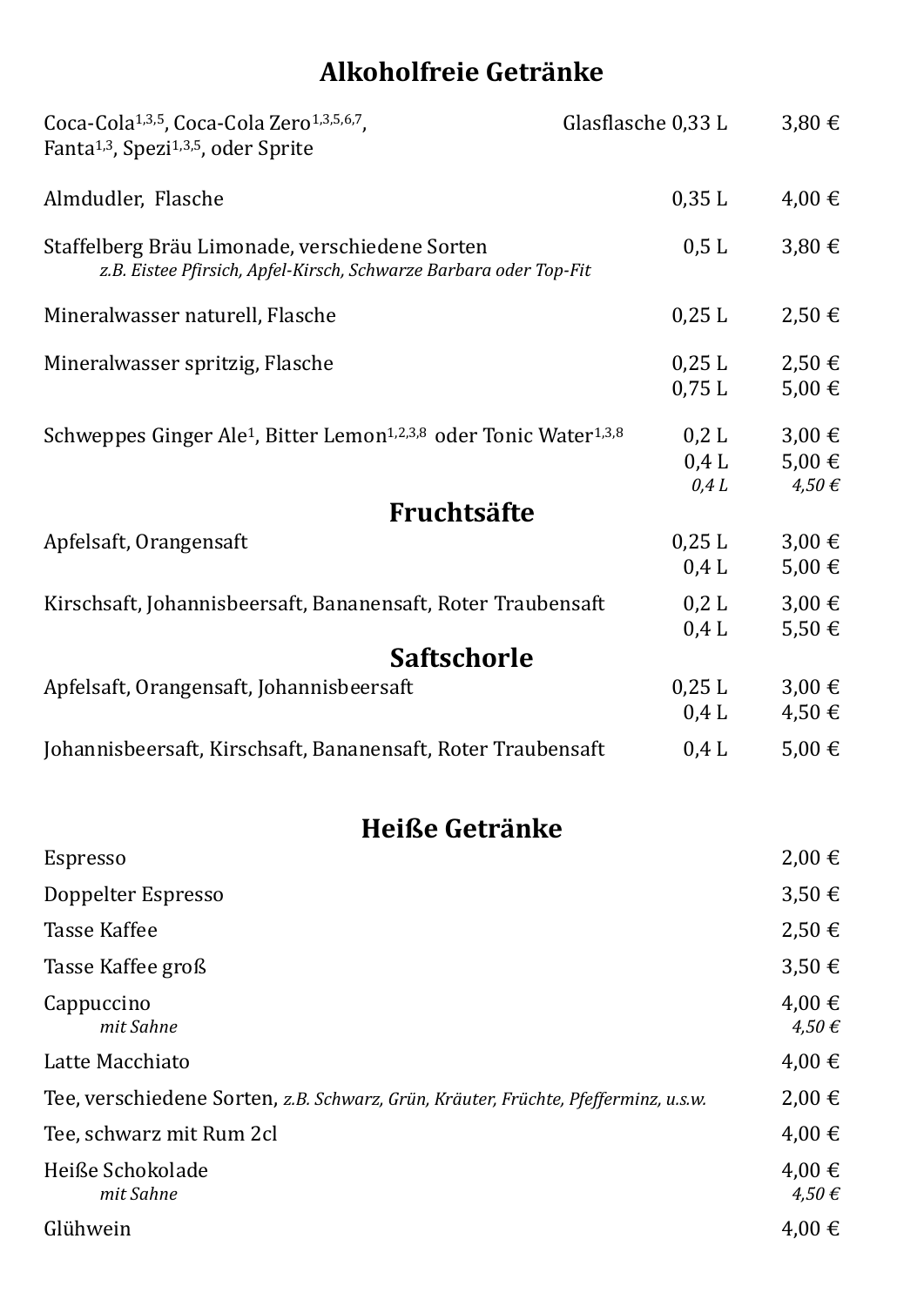# Alkoholfreie Getränke

| | | |
|---|---|---|
| Coca-Cola[1,3,5], Coca-Cola Zero[1,3,5,6,7], Fanta[1,3], Spezi[1,3,5], oder Sprite | Glasflasche 0,33 L | 3,80 € |
| Almdudler, Flasche | 0,35 L | 4,00 € |
| Staffelberg Bräu Limonade, verschiedene Sorten *z.B. Eistee Pfirsich, Apfel-Kirsch, Schwarze Barbara oder Top-Fit* | 0,5 L | 3,80 € |
| Mineralwasser naturell, Flasche | 0,25 L | 2,50 € |
| Mineralwasser spritzig, Flasche | 0,25 L | 2,50 € |
| | 0,75 L | 5,00 € |
| Schweppes Ginger Ale[1], Bitter Lemon[1,2,3,8] oder Tonic Water[1,3,8] | 0,2 L | 3,00 € |
| | 0,4 L | 5,00 € |
| | *0,4 L* | *4,50 €* |

## Fruchtsäfte

| | | |
|---|---|---|
| Apfelsaft, Orangensaft | 0,25 L | 3,00 € |
| | 0,4 L | 5,00 € |
| Kirschsaft, Johannisbeersaft, Bananensaft, Roter Traubensaft | 0,2 L | 3,00 € |
| | 0,4 L | 5,50 € |

## Saftschorle

| | | |
|---|---|---|
| Apfelsaft, Orangensaft, Johannisbeersaft | 0,25 L | 3,00 € |
| | 0,4 L | 4,50 € |
| Johannisbeersaft, Kirschsaft, Bananensaft, Roter Traubensaft | 0,4 L | 5,00 € |

# Heiße Getränke

| | |
|---|---|
| Espresso | 2,00 € |
| Doppelter Espresso | 3,50 € |
| Tasse Kaffee | 2,50 € |
| Tasse Kaffee groß | 3,50 € |
| Cappuccino | 4,00 € |
| *mit Sahne* | *4,50 €* |
| Latte Macchiato | 4,00 € |
| Tee, verschiedene Sorten, *z.B. Schwarz, Grün, Kräuter, Früchte, Pfefferminz, u.s.w.* | 2,00 € |
| Tee, schwarz mit Rum 2cl | 4,00 € |
| Heiße Schokolade | 4,00 € |
| *mit Sahne* | *4,50 €* |
| Glühwein | 4,00 € |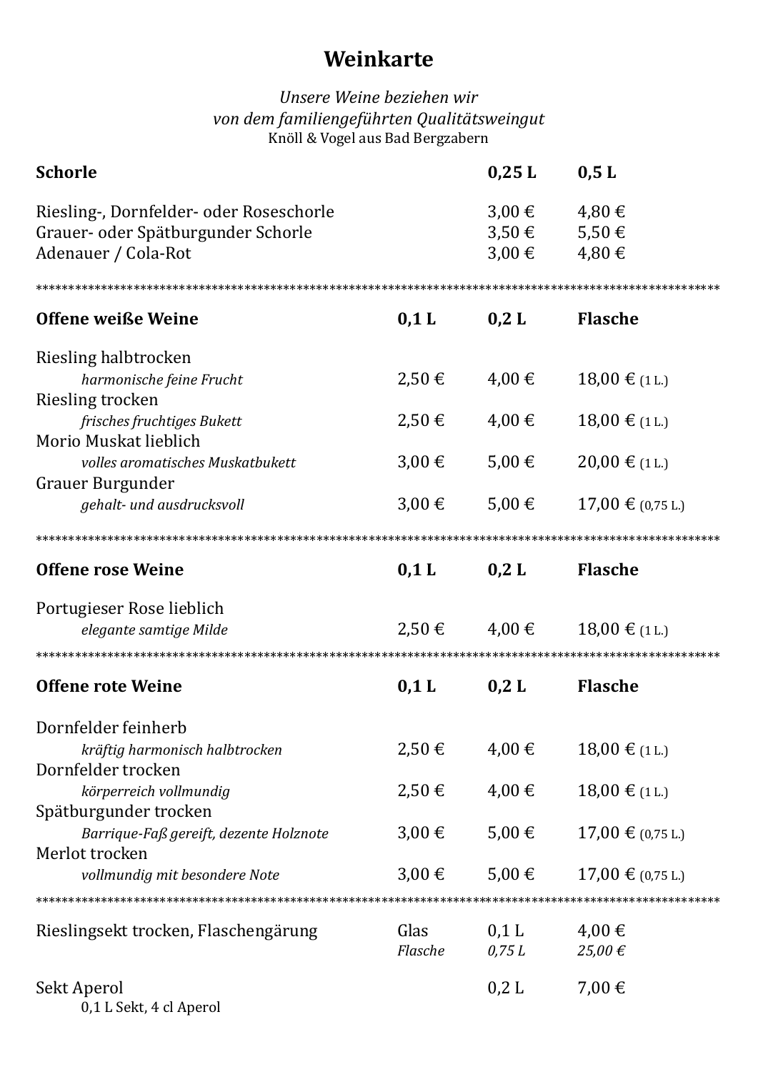# Weinkarte

*Unsere Weine beziehen wir*
*von dem familiengeführten Qualitätsweingut*
Knöll & Vogel aus Bad Bergzabern

| **Schorle** | | **0,25 L** | **0,5 L** |
|---|---|---|---|
| Riesling-, Dornfelder- oder Roseschorle | | 3,00 € | 4,80 € |
| Grauer- oder Spätburgunder Schorle | | 3,50 € | 5,50 € |
| Adenauer / Cola-Rot | | 3,00 € | 4,80 € |

*****************************************************************************************************

| **Offene weiße Weine** | **0,1 L** | **0,2 L** | **Flasche** |
|---|---|---|---|
| Riesling halbtrocken<br>*harmonische feine Frucht* | 2,50 € | 4,00 € | 18,00 € (1 L.) |
| Riesling trocken<br>*frisches fruchtiges Bukett* | 2,50 € | 4,00 € | 18,00 € (1 L.) |
| Morio Muskat lieblich<br>*volles aromatisches Muskatbukett* | 3,00 € | 5,00 € | 20,00 € (1 L.) |
| Grauer Burgunder<br>*gehalt- und ausdrucksvoll* | 3,00 € | 5,00 € | 17,00 € (0,75 L.) |

*****************************************************************************************************

| **Offene rose Weine** | **0,1 L** | **0,2 L** | **Flasche** |
|---|---|---|---|
| Portugieser Rose lieblich<br>*elegante samtige Milde* | 2,50 € | 4,00 € | 18,00 € (1 L.) |

*****************************************************************************************************

| **Offene rote Weine** | **0,1 L** | **0,2 L** | **Flasche** |
|---|---|---|---|
| Dornfelder feinherb<br>*kräftig harmonisch halbtrocken* | 2,50 € | 4,00 € | 18,00 € (1 L.) |
| Dornfelder trocken<br>*körperreich vollmundig* | 2,50 € | 4,00 € | 18,00 € (1 L.) |
| Spätburgunder trocken<br>*Barrique-Faß gereift, dezente Holznote* | 3,00 € | 5,00 € | 17,00 € (0,75 L.) |
| Merlot trocken<br>*vollmundig mit besondere Note* | 3,00 € | 5,00 € | 17,00 € (0,75 L.) |

*****************************************************************************************************

| | | | |
|---|---|---|---|
| Rieslingsekt trocken, Flaschengärung | Glas | 0,1 L | 4,00 € |
| | *Flasche* | *0,75 L* | *25,00 €* |
| Sekt Aperol<br>0,1 L Sekt, 4 cl Aperol | | 0,2 L | 7,00 € |